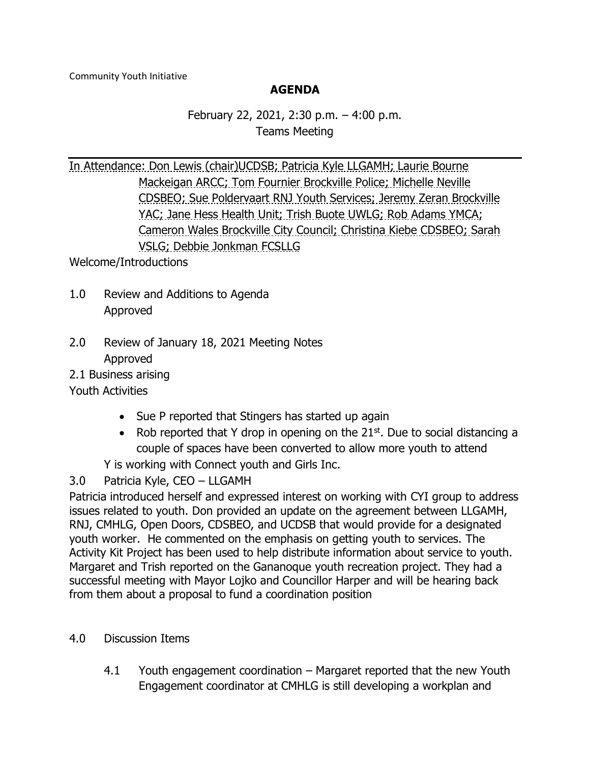Community Youth Initiative

**AGENDA**

February 22, 2021, 2:30 p.m. – 4:00 p.m.
Teams Meeting

---

In Attendance: Don Lewis (chair)UCDSB; Patricia Kyle LLGAMH; Laurie Bourne Mackeigan ARCC; Tom Fournier Brockville Police; Michelle Neville CDSBEO; Sue Poldervaart RNJ Youth Services; Jeremy Zeran Brockville YAC; Jane Hess Health Unit; Trish Buote UWLG; Rob Adams YMCA; Cameron Wales Brockville City Council; Christina Kiebe CDSBEO; Sarah VSLG; Debbie Jonkman FCSLLG

Welcome/Introductions

1.0 Review and Additions to Agenda
Approved

2.0 Review of January 18, 2021 Meeting Notes
Approved

2.1 Business arising

Youth Activities

- Sue P reported that Stingers has started up again
- Rob reported that Y drop in opening on the 21st. Due to social distancing a couple of spaces have been converted to allow more youth to attend

Y is working with Connect youth and Girls Inc.

3.0 Patricia Kyle, CEO – LLGAMH

Patricia introduced herself and expressed interest on working with CYI group to address issues related to youth. Don provided an update on the agreement between LLGAMH, RNJ, CMHLG, Open Doors, CDSBEO, and UCDSB that would provide for a designated youth worker. He commented on the emphasis on getting youth to services. The Activity Kit Project has been used to help distribute information about service to youth. Margaret and Trish reported on the Gananoque youth recreation project. They had a successful meeting with Mayor Lojko and Councillor Harper and will be hearing back from them about a proposal to fund a coordination position

4.0 Discussion Items

4.1 Youth engagement coordination – Margaret reported that the new Youth Engagement coordinator at CMHLG is still developing a workplan and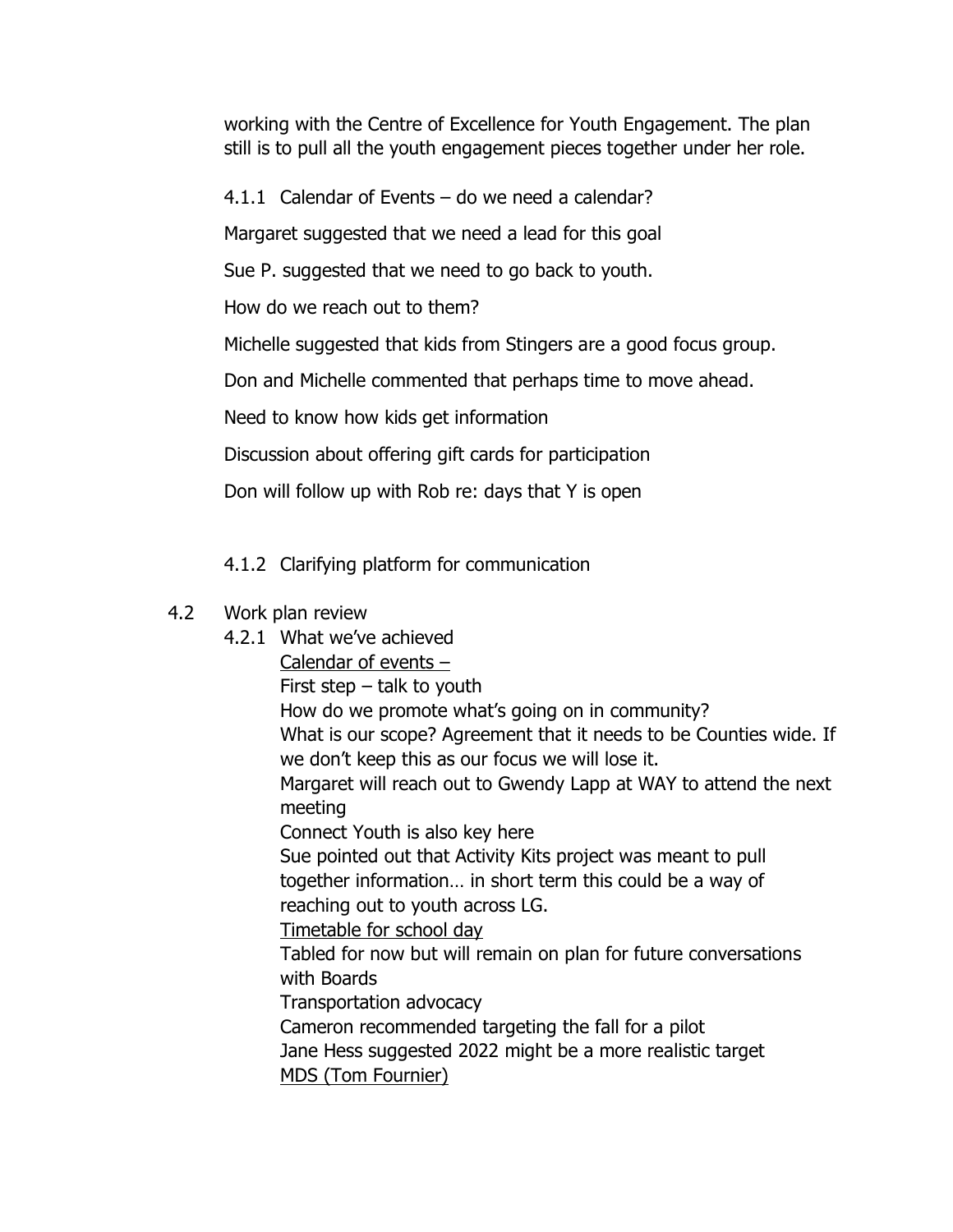working with the Centre of Excellence for Youth Engagement. The plan still is to pull all the youth engagement pieces together under her role.

4.1.1 Calendar of Events – do we need a calendar?

Margaret suggested that we need a lead for this goal

Sue P. suggested that we need to go back to youth.

How do we reach out to them?

Michelle suggested that kids from Stingers are a good focus group.

Don and Michelle commented that perhaps time to move ahead.

Need to know how kids get information

Discussion about offering gift cards for participation

Don will follow up with Rob re: days that Y is open

4.1.2 Clarifying platform for communication

4.2 Work plan review

4.2.1 What we've achieved

<u>Calendar of events –</u>

First step – talk to youth

How do we promote what's going on in community?

What is our scope? Agreement that it needs to be Counties wide. If we don't keep this as our focus we will lose it.

Margaret will reach out to Gwendy Lapp at WAY to attend the next meeting

Connect Youth is also key here

Sue pointed out that Activity Kits project was meant to pull together information… in short term this could be a way of reaching out to youth across LG.

<u>Timetable for school day</u>

Tabled for now but will remain on plan for future conversations with Boards

Transportation advocacy

Cameron recommended targeting the fall for a pilot

Jane Hess suggested 2022 might be a more realistic target

<u>MDS (Tom Fournier)</u>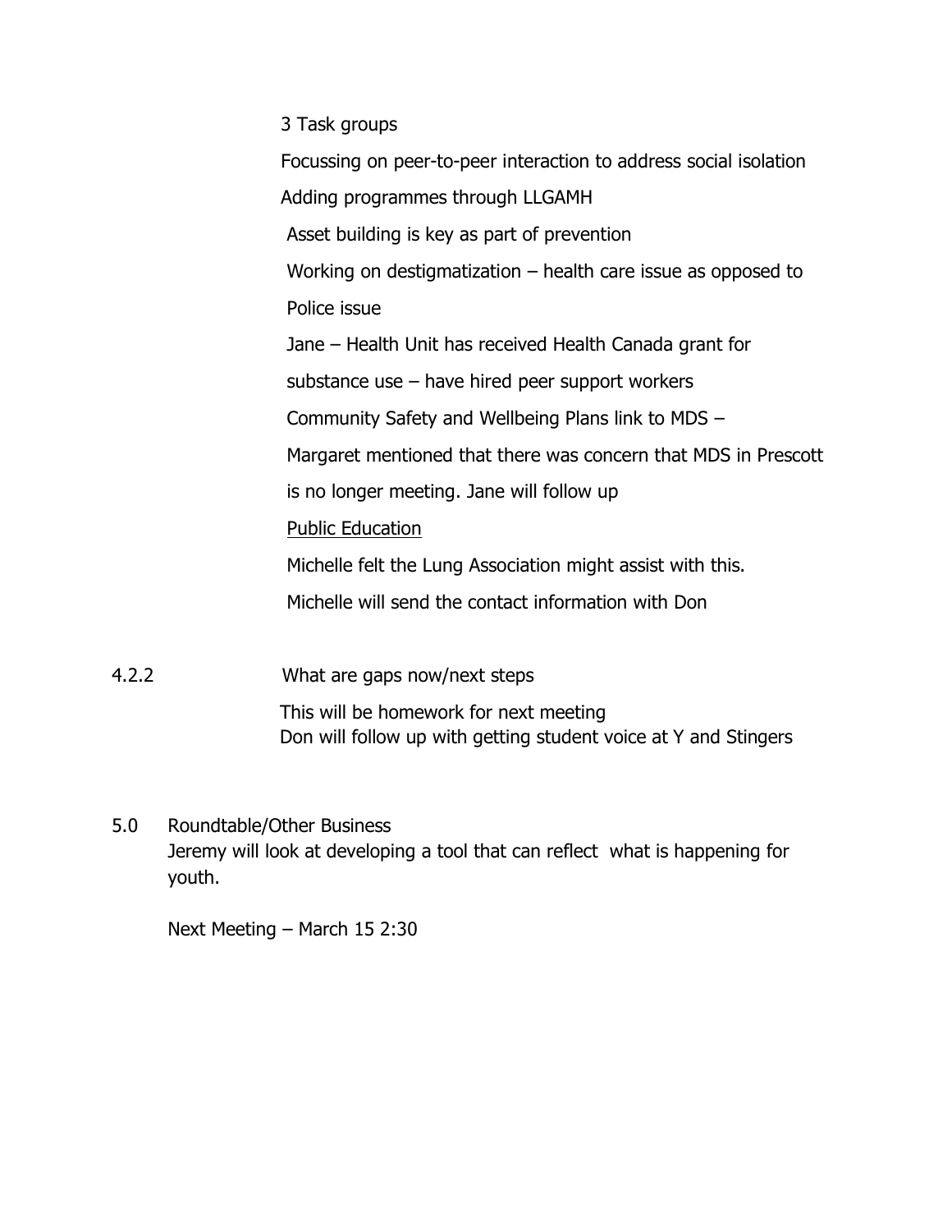3 Task groups

Focussing on peer-to-peer interaction to address social isolation

Adding programmes through LLGAMH

Asset building is key as part of prevention

Working on destigmatization – health care issue as opposed to Police issue

Jane – Health Unit has received Health Canada grant for substance use – have hired peer support workers

Community Safety and Wellbeing Plans link to MDS – Margaret mentioned that there was concern that MDS in Prescott is no longer meeting. Jane will follow up

Public Education

Michelle felt the Lung Association might assist with this.

Michelle will send the contact information with Don

4.2.2 What are gaps now/next steps

This will be homework for next meeting
Don will follow up with getting student voice at Y and Stingers

5.0 Roundtable/Other Business

Jeremy will look at developing a tool that can reflect what is happening for youth.

Next Meeting – March 15 2:30